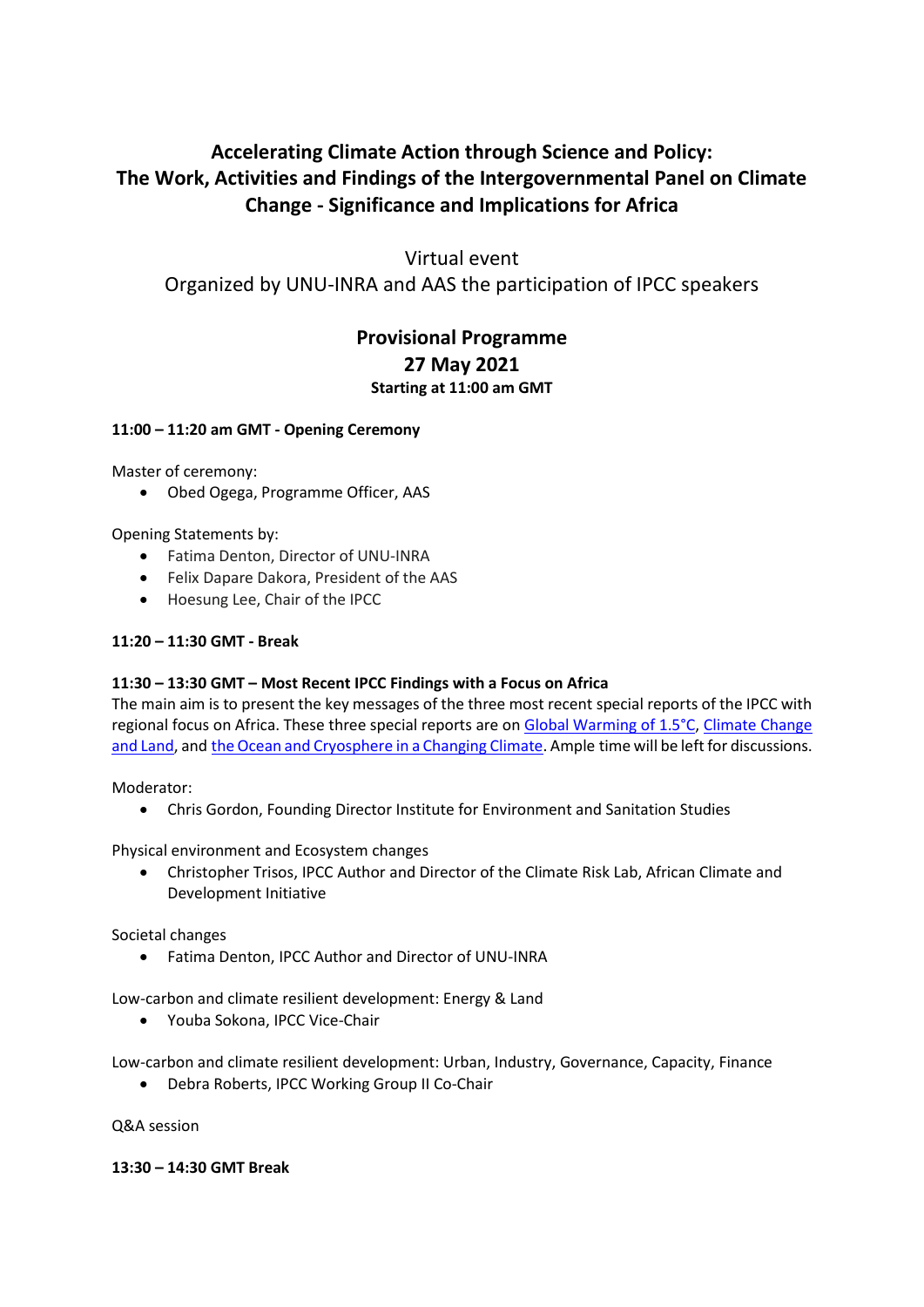# Accelerating Climate Action through Science and Policy: The Work, Activities and Findings of the Intergovernmental Panel on Climate Change - Significance and Implications for Africa

Virtual event

Organized by UNU-INRA and AAS the participation of IPCC speakers

## Provisional Programme
## 27 May 2021
### Starting at 11:00 am GMT

**11:00 – 11:20 am GMT - Opening Ceremony**

Master of ceremony:

- Obed Ogega, Programme Officer, AAS

Opening Statements by:

- Fatima Denton, Director of UNU-INRA
- Felix Dapare Dakora, President of the AAS
- Hoesung Lee, Chair of the IPCC

**11:20 – 11:30 GMT - Break**

**11:30 – 13:30 GMT – Most Recent IPCC Findings with a Focus on Africa**

The main aim is to present the key messages of the three most recent special reports of the IPCC with regional focus on Africa. These three special reports are on Global Warming of 1.5°C, Climate Change and Land, and the Ocean and Cryosphere in a Changing Climate. Ample time will be left for discussions.

Moderator:

- Chris Gordon, Founding Director Institute for Environment and Sanitation Studies

Physical environment and Ecosystem changes

- Christopher Trisos, IPCC Author and Director of the Climate Risk Lab, African Climate and Development Initiative

Societal changes

- Fatima Denton, IPCC Author and Director of UNU-INRA

Low-carbon and climate resilient development: Energy & Land

- Youba Sokona, IPCC Vice-Chair

Low-carbon and climate resilient development: Urban, Industry, Governance, Capacity, Finance

- Debra Roberts, IPCC Working Group II Co-Chair

Q&A session

**13:30 – 14:30 GMT Break**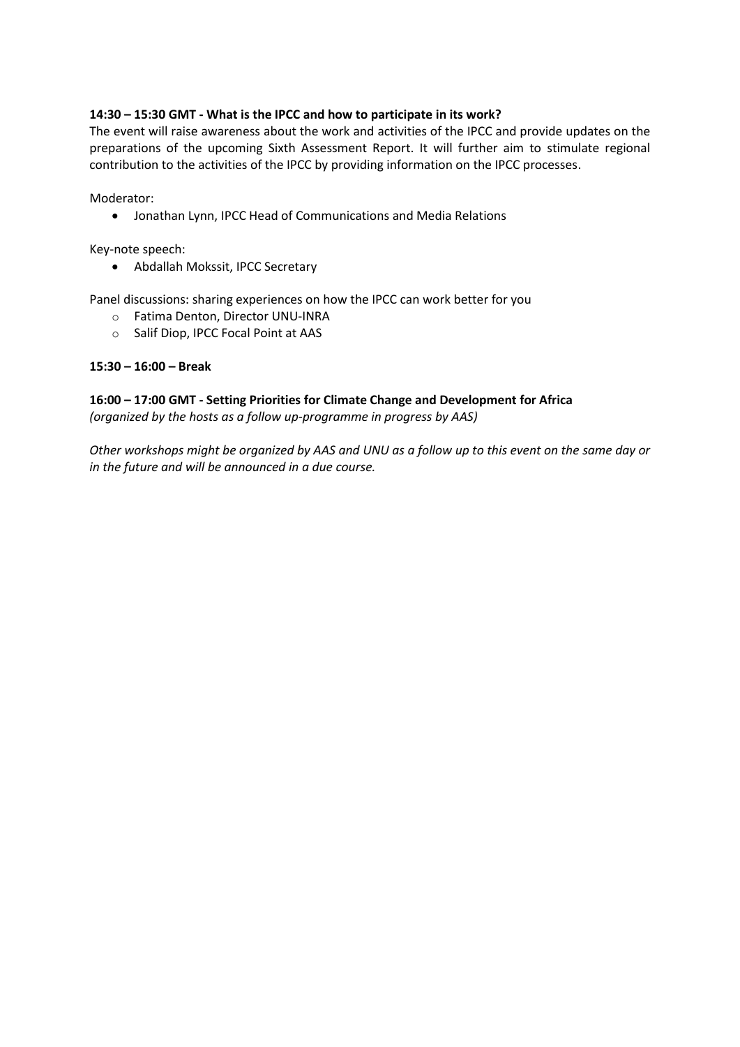**14:30 – 15:30 GMT - What is the IPCC and how to participate in its work?**

The event will raise awareness about the work and activities of the IPCC and provide updates on the preparations of the upcoming Sixth Assessment Report. It will further aim to stimulate regional contribution to the activities of the IPCC by providing information on the IPCC processes.

Moderator:

- Jonathan Lynn, IPCC Head of Communications and Media Relations

Key-note speech:

- Abdallah Mokssit, IPCC Secretary

Panel discussions: sharing experiences on how the IPCC can work better for you

- Fatima Denton, Director UNU-INRA
- Salif Diop, IPCC Focal Point at AAS

**15:30 – 16:00 – Break**

**16:00 – 17:00 GMT - Setting Priorities for Climate Change and Development for Africa**
*(organized by the hosts as a follow up-programme in progress by AAS)*

*Other workshops might be organized by AAS and UNU as a follow up to this event on the same day or in the future and will be announced in a due course.*